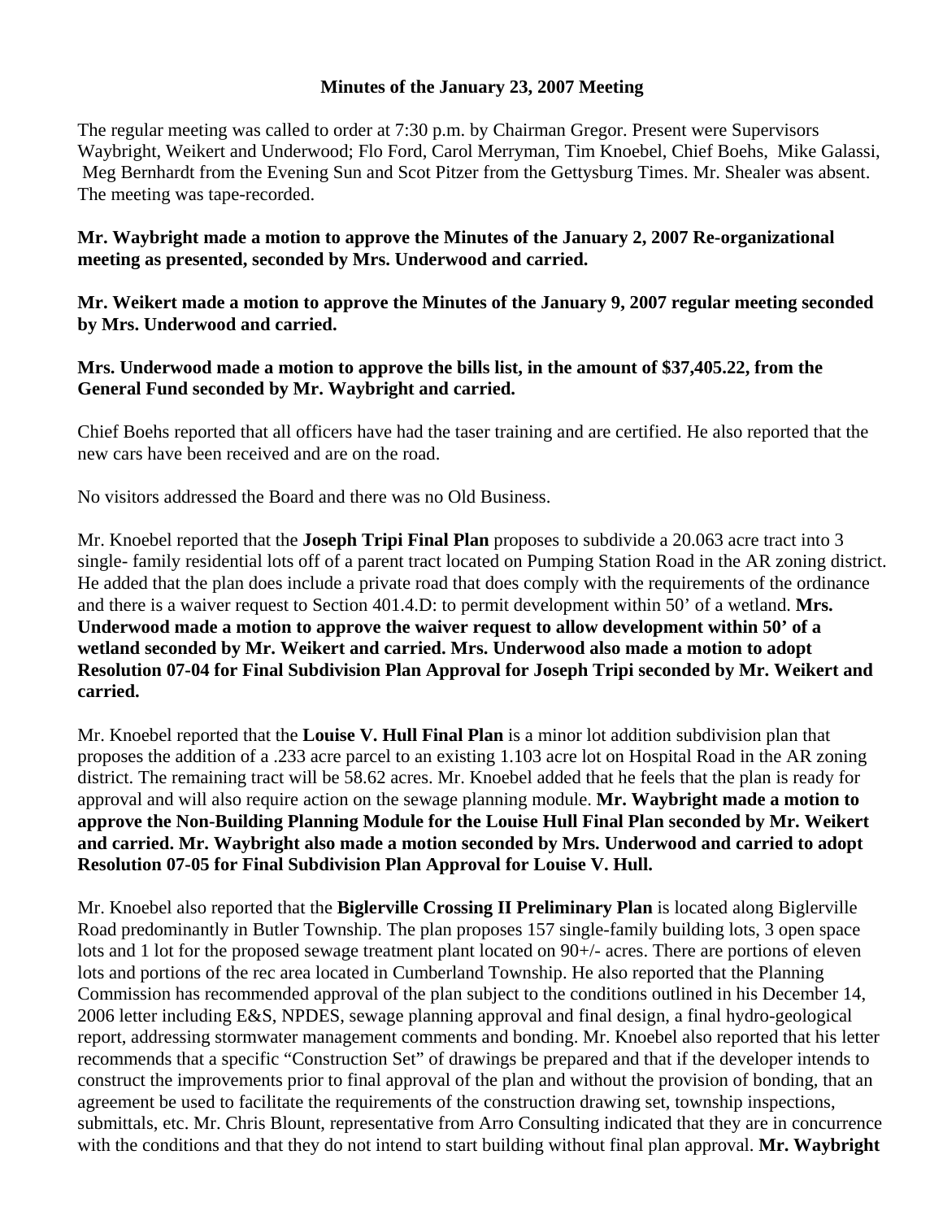# Minutes of the January 23, 2007 Meeting

The regular meeting was called to order at 7:30 p.m. by Chairman Gregor. Present were Supervisors Waybright, Weikert and Underwood; Flo Ford, Carol Merryman, Tim Knoebel, Chief Boehs, Mike Galassi, Meg Bernhardt from the Evening Sun and Scot Pitzer from the Gettysburg Times. Mr. Shealer was absent. The meeting was tape-recorded.

**Mr. Waybright made a motion to approve the Minutes of the January 2, 2007 Re-organizational meeting as presented, seconded by Mrs. Underwood and carried.**

**Mr. Weikert made a motion to approve the Minutes of the January 9, 2007 regular meeting seconded by Mrs. Underwood and carried.**

**Mrs. Underwood made a motion to approve the bills list, in the amount of $37,405.22, from the General Fund seconded by Mr. Waybright and carried.**

Chief Boehs reported that all officers have had the taser training and are certified. He also reported that the new cars have been received and are on the road.

No visitors addressed the Board and there was no Old Business.

Mr. Knoebel reported that the **Joseph Tripi Final Plan** proposes to subdivide a 20.063 acre tract into 3 single- family residential lots off of a parent tract located on Pumping Station Road in the AR zoning district. He added that the plan does include a private road that does comply with the requirements of the ordinance and there is a waiver request to Section 401.4.D: to permit development within 50' of a wetland. **Mrs. Underwood made a motion to approve the waiver request to allow development within 50' of a wetland seconded by Mr. Weikert and carried. Mrs. Underwood also made a motion to adopt Resolution 07-04 for Final Subdivision Plan Approval for Joseph Tripi seconded by Mr. Weikert and carried.**

Mr. Knoebel reported that the **Louise V. Hull Final Plan** is a minor lot addition subdivision plan that proposes the addition of a .233 acre parcel to an existing 1.103 acre lot on Hospital Road in the AR zoning district. The remaining tract will be 58.62 acres. Mr. Knoebel added that he feels that the plan is ready for approval and will also require action on the sewage planning module. **Mr. Waybright made a motion to approve the Non-Building Planning Module for the Louise Hull Final Plan seconded by Mr. Weikert and carried. Mr. Waybright also made a motion seconded by Mrs. Underwood and carried to adopt Resolution 07-05 for Final Subdivision Plan Approval for Louise V. Hull.**

Mr. Knoebel also reported that the **Biglerville Crossing II Preliminary Plan** is located along Biglerville Road predominantly in Butler Township. The plan proposes 157 single-family building lots, 3 open space lots and 1 lot for the proposed sewage treatment plant located on 90+/- acres. There are portions of eleven lots and portions of the rec area located in Cumberland Township. He also reported that the Planning Commission has recommended approval of the plan subject to the conditions outlined in his December 14, 2006 letter including E&S, NPDES, sewage planning approval and final design, a final hydro-geological report, addressing stormwater management comments and bonding. Mr. Knoebel also reported that his letter recommends that a specific "Construction Set" of drawings be prepared and that if the developer intends to construct the improvements prior to final approval of the plan and without the provision of bonding, that an agreement be used to facilitate the requirements of the construction drawing set, township inspections, submittals, etc. Mr. Chris Blount, representative from Arro Consulting indicated that they are in concurrence with the conditions and that they do not intend to start building without final plan approval. **Mr. Waybright**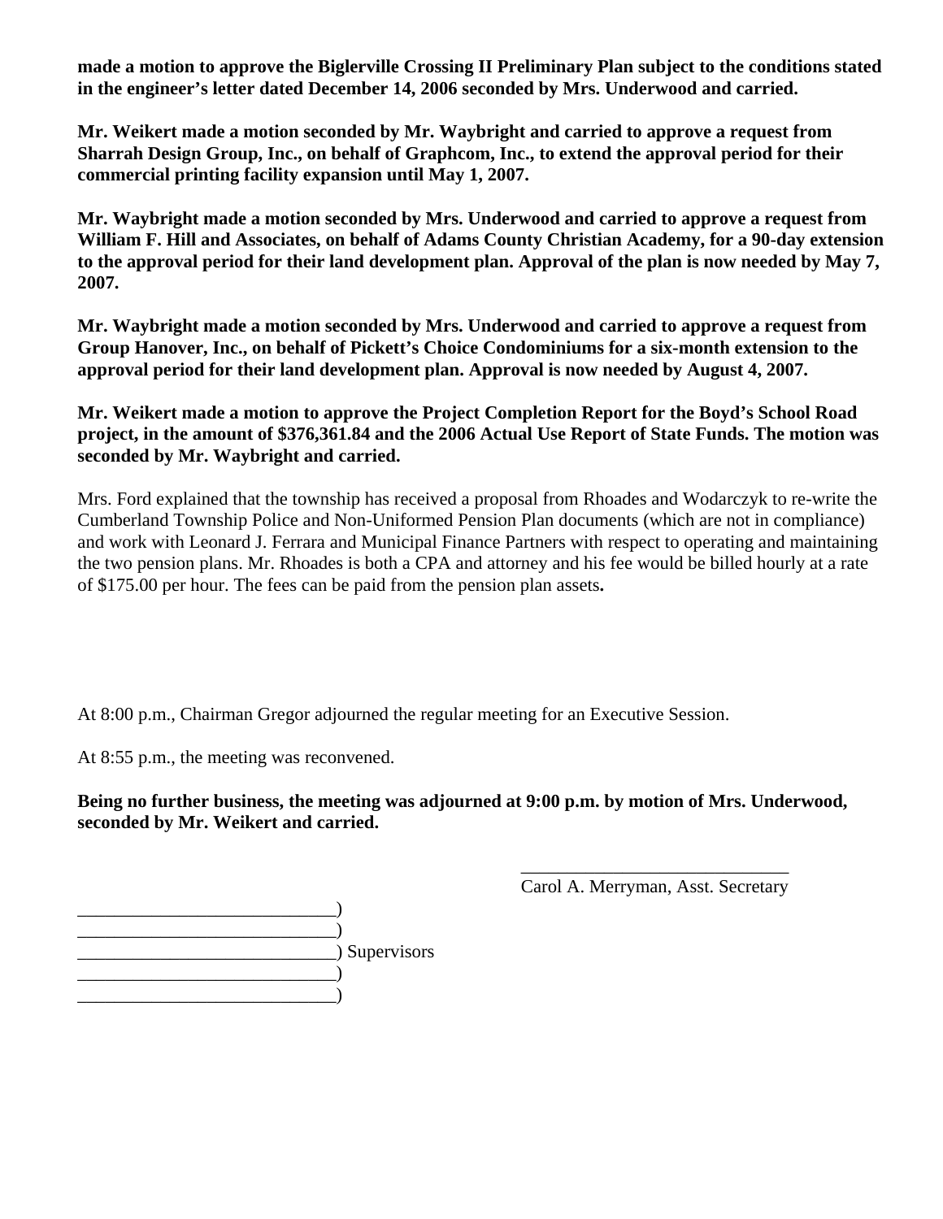**made a motion to approve the Biglerville Crossing II Preliminary Plan subject to the conditions stated in the engineer's letter dated December 14, 2006 seconded by Mrs. Underwood and carried.**

**Mr. Weikert made a motion seconded by Mr. Waybright and carried to approve a request from Sharrah Design Group, Inc., on behalf of Graphcom, Inc., to extend the approval period for their commercial printing facility expansion until May 1, 2007.**

**Mr. Waybright made a motion seconded by Mrs. Underwood and carried to approve a request from William F. Hill and Associates, on behalf of Adams County Christian Academy, for a 90-day extension to the approval period for their land development plan. Approval of the plan is now needed by May 7, 2007.**

**Mr. Waybright made a motion seconded by Mrs. Underwood and carried to approve a request from Group Hanover, Inc., on behalf of Pickett's Choice Condominiums for a six-month extension to the approval period for their land development plan. Approval is now needed by August 4, 2007.**

**Mr. Weikert made a motion to approve the Project Completion Report for the Boyd's School Road project, in the amount of $376,361.84 and the 2006 Actual Use Report of State Funds. The motion was seconded by Mr. Waybright and carried.**

Mrs. Ford explained that the township has received a proposal from Rhoades and Wodarczyk to re-write the Cumberland Township Police and Non-Uniformed Pension Plan documents (which are not in compliance) and work with Leonard J. Ferrara and Municipal Finance Partners with respect to operating and maintaining the two pension plans. Mr. Rhoades is both a CPA and attorney and his fee would be billed hourly at a rate of $175.00 per hour. The fees can be paid from the pension plan assets.

At 8:00 p.m., Chairman Gregor adjourned the regular meeting for an Executive Session.

At 8:55 p.m., the meeting was reconvened.

**Being no further business, the meeting was adjourned at 9:00 p.m. by motion of Mrs. Underwood, seconded by Mr. Weikert and carried.**

_____________________________
Carol A. Merryman, Asst. Secretary

_____________________________)
_____________________________)
_____________________________) Supervisors
_____________________________)
_____________________________)